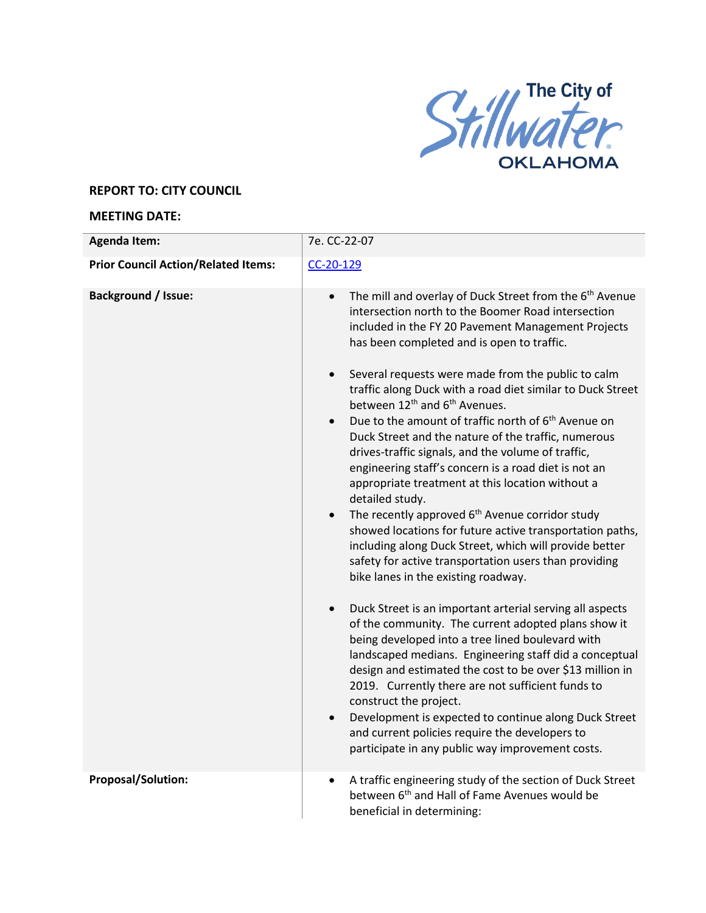The City of Stillwater OKLAHOMA

**REPORT TO: CITY COUNCIL**

**MEETING DATE:**

| **Agenda Item:** | 7e. CC-22-07 |
|---|---|
| **Prior Council Action/Related Items:** | CC-20-129 |
| **Background / Issue:** | • The mill and overlay of Duck Street from the 6th Avenue intersection north to the Boomer Road intersection included in the FY 20 Pavement Management Projects has been completed and is open to traffic.<br><br>• Several requests were made from the public to calm traffic along Duck with a road diet similar to Duck Street between 12th and 6th Avenues.<br>• Due to the amount of traffic north of 6th Avenue on Duck Street and the nature of the traffic, numerous drives-traffic signals, and the volume of traffic, engineering staff's concern is a road diet is not an appropriate treatment at this location without a detailed study.<br>• The recently approved 6th Avenue corridor study showed locations for future active transportation paths, including along Duck Street, which will provide better safety for active transportation users than providing bike lanes in the existing roadway.<br><br>• Duck Street is an important arterial serving all aspects of the community. The current adopted plans show it being developed into a tree lined boulevard with landscaped medians. Engineering staff did a conceptual design and estimated the cost to be over $13 million in 2019. Currently there are not sufficient funds to construct the project.<br>• Development is expected to continue along Duck Street and current policies require the developers to participate in any public way improvement costs. |
| **Proposal/Solution:** | • A traffic engineering study of the section of Duck Street between 6th and Hall of Fame Avenues would be beneficial in determining: |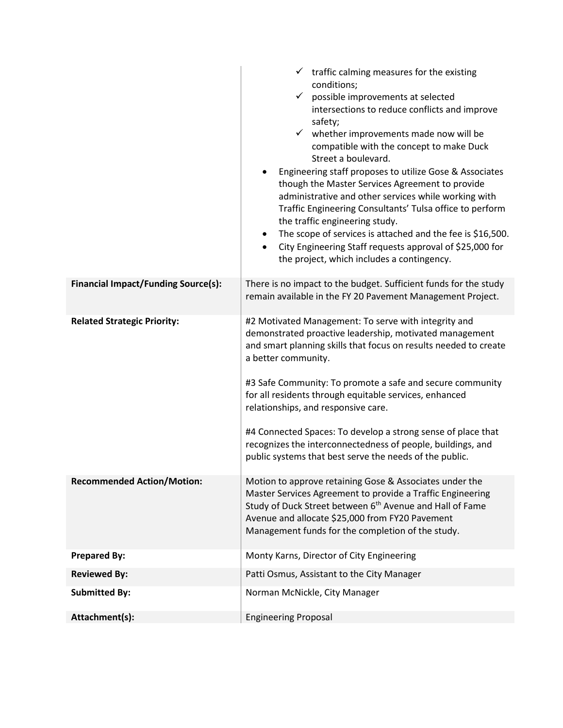| | |
|---|---|
| | ✓ traffic calming measures for the existing conditions;<br>✓ possible improvements at selected intersections to reduce conflicts and improve safety;<br>✓ whether improvements made now will be compatible with the concept to make Duck Street a boulevard.<br>• Engineering staff proposes to utilize Gose & Associates though the Master Services Agreement to provide administrative and other services while working with Traffic Engineering Consultants' Tulsa office to perform the traffic engineering study.<br>• The scope of services is attached and the fee is $16,500.<br>• City Engineering Staff requests approval of $25,000 for the project, which includes a contingency. |
| **Financial Impact/Funding Source(s):** | There is no impact to the budget. Sufficient funds for the study remain available in the FY 20 Pavement Management Project. |
| **Related Strategic Priority:** | #2 Motivated Management: To serve with integrity and demonstrated proactive leadership, motivated management and smart planning skills that focus on results needed to create a better community.<br><br>#3 Safe Community: To promote a safe and secure community for all residents through equitable services, enhanced relationships, and responsive care.<br><br>#4 Connected Spaces: To develop a strong sense of place that recognizes the interconnectedness of people, buildings, and public systems that best serve the needs of the public. |
| **Recommended Action/Motion:** | Motion to approve retaining Gose & Associates under the Master Services Agreement to provide a Traffic Engineering Study of Duck Street between 6th Avenue and Hall of Fame Avenue and allocate $25,000 from FY20 Pavement Management funds for the completion of the study. |
| **Prepared By:** | Monty Karns, Director of City Engineering |
| **Reviewed By:** | Patti Osmus, Assistant to the City Manager |
| **Submitted By:** | Norman McNickle, City Manager |
| **Attachment(s):** | Engineering Proposal |